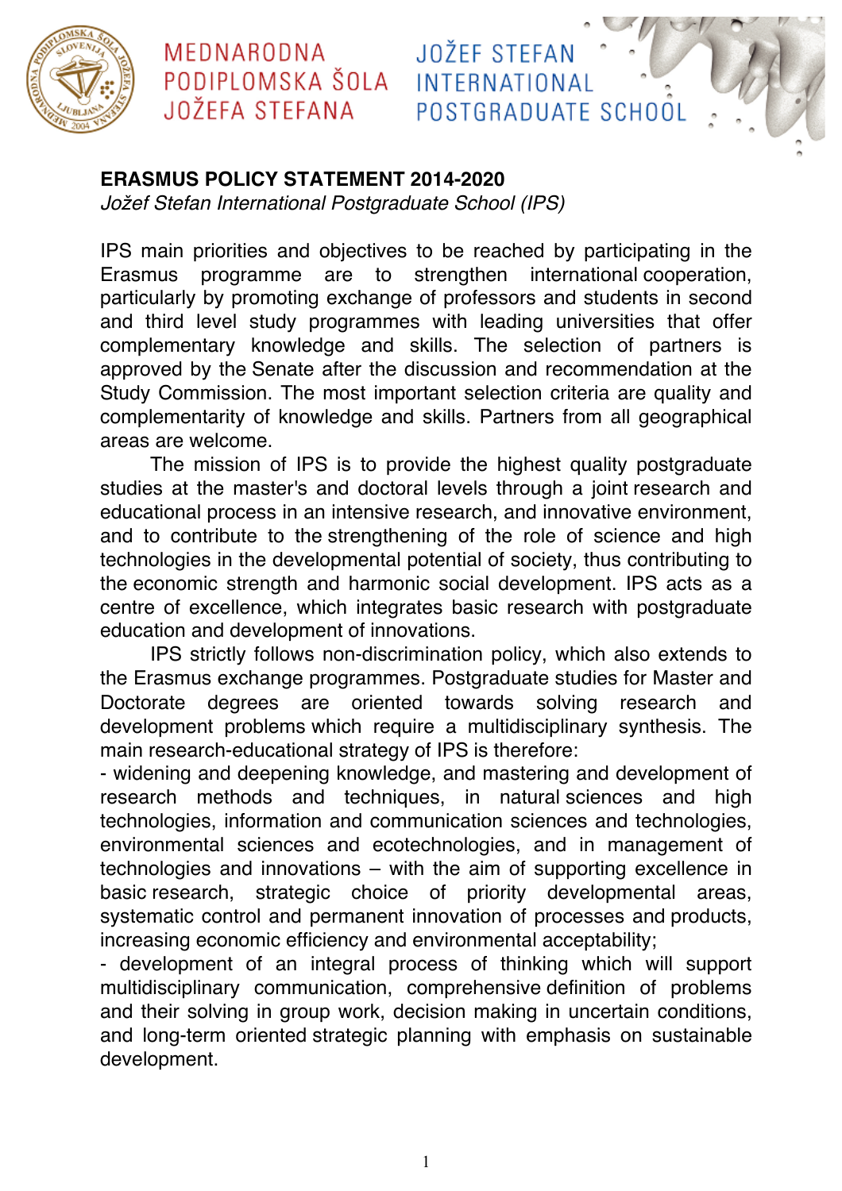MEDNARODNA PODIPLOMSKA ŠOLA JOŽEFA STEFANA

JOŽEF STEFAN INTERNATIONAL POSTGRADUATE SCHOOL

**ERASMUS POLICY STATEMENT 2014-2020**

*Jožef Stefan International Postgraduate School (IPS)*

IPS main priorities and objectives to be reached by participating in the Erasmus programme are to strengthen international cooperation, particularly by promoting exchange of professors and students in second and third level study programmes with leading universities that offer complementary knowledge and skills. The selection of partners is approved by the Senate after the discussion and recommendation at the Study Commission. The most important selection criteria are quality and complementarity of knowledge and skills. Partners from all geographical areas are welcome.

The mission of IPS is to provide the highest quality postgraduate studies at the master's and doctoral levels through a joint research and educational process in an intensive research, and innovative environment, and to contribute to the strengthening of the role of science and high technologies in the developmental potential of society, thus contributing to the economic strength and harmonic social development. IPS acts as a centre of excellence, which integrates basic research with postgraduate education and development of innovations.

IPS strictly follows non-discrimination policy, which also extends to the Erasmus exchange programmes. Postgraduate studies for Master and Doctorate degrees are oriented towards solving research and development problems which require a multidisciplinary synthesis. The main research-educational strategy of IPS is therefore:

- widening and deepening knowledge, and mastering and development of research methods and techniques, in natural sciences and high technologies, information and communication sciences and technologies, environmental sciences and ecotechnologies, and in management of technologies and innovations – with the aim of supporting excellence in basic research, strategic choice of priority developmental areas, systematic control and permanent innovation of processes and products, increasing economic efficiency and environmental acceptability;
- development of an integral process of thinking which will support multidisciplinary communication, comprehensive definition of problems and their solving in group work, decision making in uncertain conditions, and long-term oriented strategic planning with emphasis on sustainable development.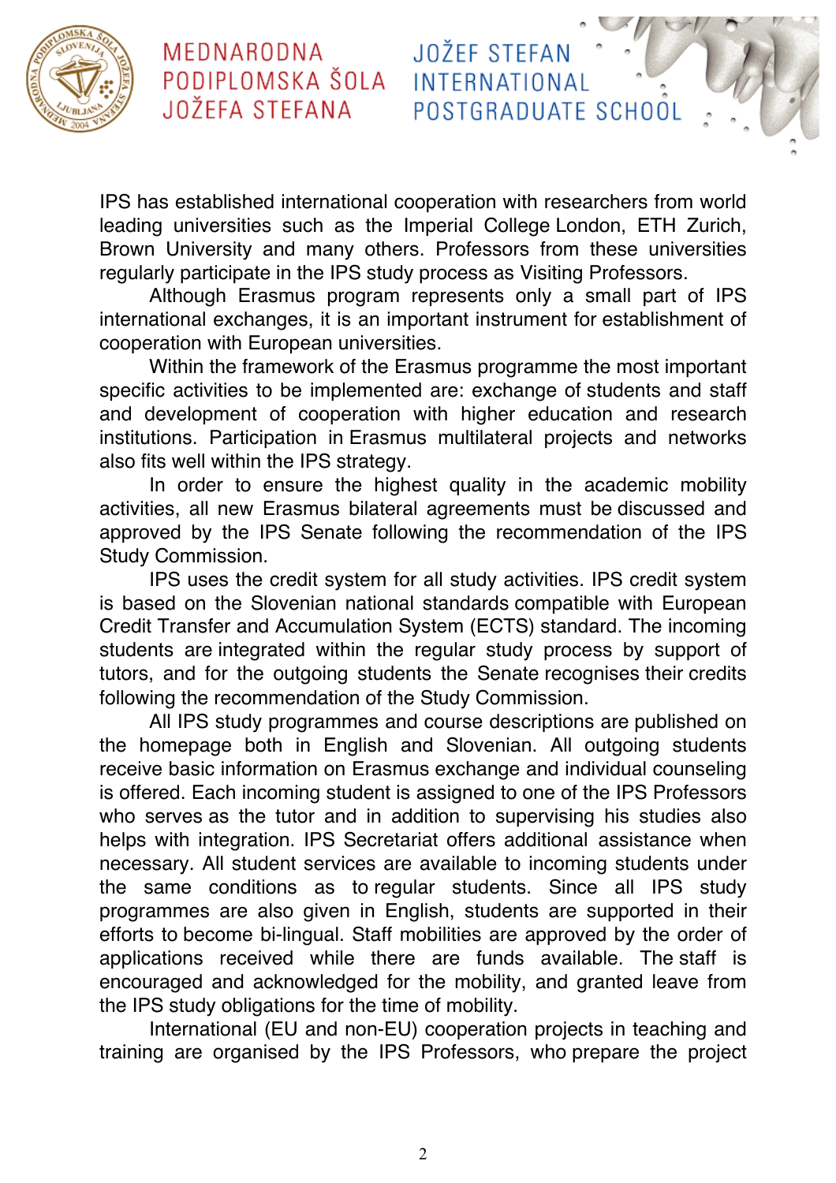IPS has established international cooperation with researchers from world leading universities such as the Imperial College London, ETH Zurich, Brown University and many others. Professors from these universities regularly participate in the IPS study process as Visiting Professors.

Although Erasmus program represents only a small part of IPS international exchanges, it is an important instrument for establishment of cooperation with European universities.

Within the framework of the Erasmus programme the most important specific activities to be implemented are: exchange of students and staff and development of cooperation with higher education and research institutions. Participation in Erasmus multilateral projects and networks also fits well within the IPS strategy.

In order to ensure the highest quality in the academic mobility activities, all new Erasmus bilateral agreements must be discussed and approved by the IPS Senate following the recommendation of the IPS Study Commission.

IPS uses the credit system for all study activities. IPS credit system is based on the Slovenian national standards compatible with European Credit Transfer and Accumulation System (ECTS) standard. The incoming students are integrated within the regular study process by support of tutors, and for the outgoing students the Senate recognises their credits following the recommendation of the Study Commission.

All IPS study programmes and course descriptions are published on the homepage both in English and Slovenian. All outgoing students receive basic information on Erasmus exchange and individual counseling is offered. Each incoming student is assigned to one of the IPS Professors who serves as the tutor and in addition to supervising his studies also helps with integration. IPS Secretariat offers additional assistance when necessary. All student services are available to incoming students under the same conditions as to regular students. Since all IPS study programmes are also given in English, students are supported in their efforts to become bi-lingual. Staff mobilities are approved by the order of applications received while there are funds available. The staff is encouraged and acknowledged for the mobility, and granted leave from the IPS study obligations for the time of mobility.

International (EU and non-EU) cooperation projects in teaching and training are organised by the IPS Professors, who prepare the project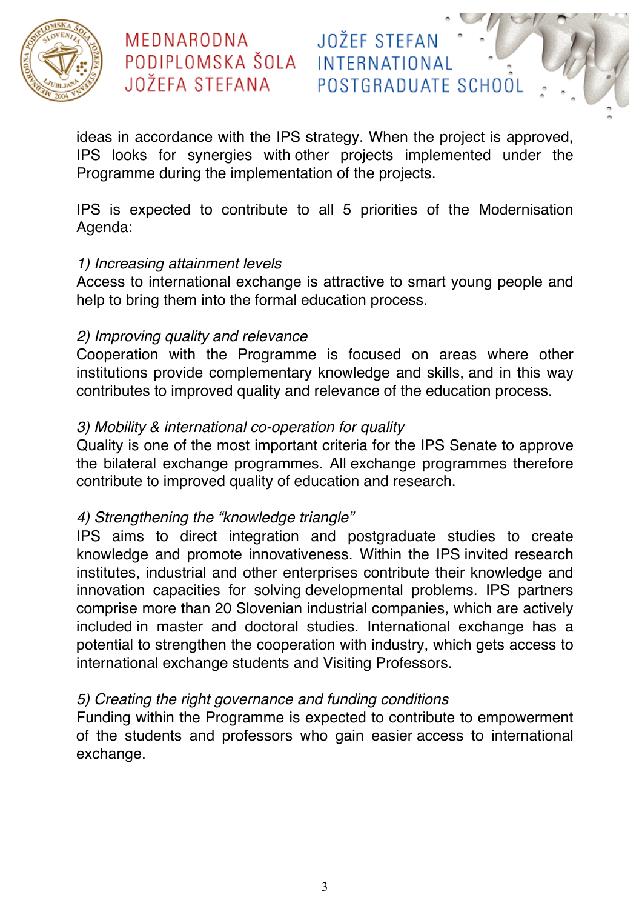ideas in accordance with the IPS strategy. When the project is approved, IPS looks for synergies with other projects implemented under the Programme during the implementation of the projects.

IPS is expected to contribute to all 5 priorities of the Modernisation Agenda:

*1) Increasing attainment levels*
Access to international exchange is attractive to smart young people and help to bring them into the formal education process.

*2) Improving quality and relevance*
Cooperation with the Programme is focused on areas where other institutions provide complementary knowledge and skills, and in this way contributes to improved quality and relevance of the education process.

*3) Mobility & international co-operation for quality*
Quality is one of the most important criteria for the IPS Senate to approve the bilateral exchange programmes. All exchange programmes therefore contribute to improved quality of education and research.

*4) Strengthening the "knowledge triangle"*
IPS aims to direct integration and postgraduate studies to create knowledge and promote innovativeness. Within the IPS invited research institutes, industrial and other enterprises contribute their knowledge and innovation capacities for solving developmental problems. IPS partners comprise more than 20 Slovenian industrial companies, which are actively included in master and doctoral studies. International exchange has a potential to strengthen the cooperation with industry, which gets access to international exchange students and Visiting Professors.

*5) Creating the right governance and funding conditions*
Funding within the Programme is expected to contribute to empowerment of the students and professors who gain easier access to international exchange.